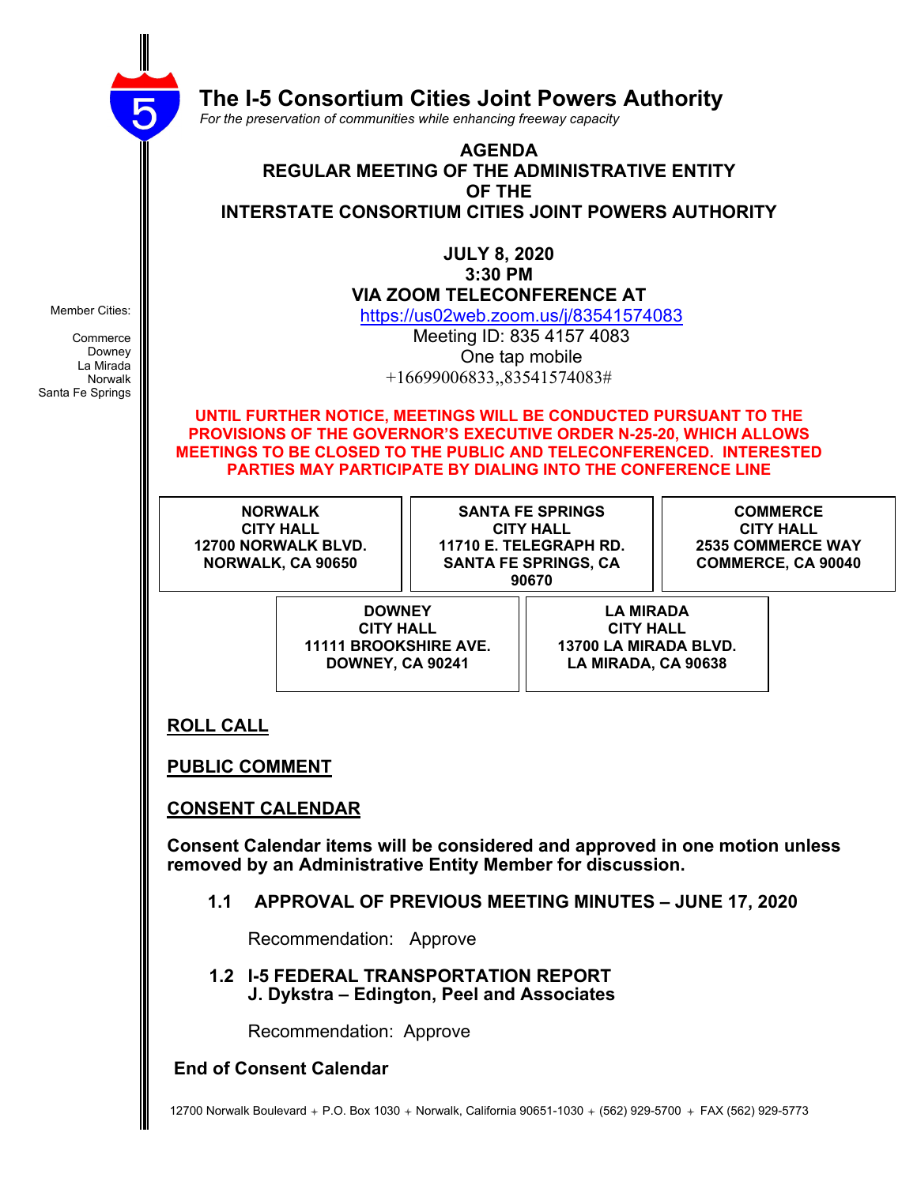# The I-5 Consortium Cities Joint Powers Authority

*For the preservation of communities while enhancing freeway capacity*

Member Cities:

Commerce
Downey
La Mirada
Norwalk
Santa Fe Springs

**AGENDA**
**REGULAR MEETING OF THE ADMINISTRATIVE ENTITY**
**OF THE**
**INTERSTATE CONSORTIUM CITIES JOINT POWERS AUTHORITY**

**JULY 8, 2020**
**3:30 PM**
**VIA ZOOM TELECONFERENCE AT**
https://us02web.zoom.us/j/83541574083
Meeting ID: 835 4157 4083
One tap mobile
+16699006833,,83541574083#

**UNTIL FURTHER NOTICE, MEETINGS WILL BE CONDUCTED PURSUANT TO THE PROVISIONS OF THE GOVERNOR'S EXECUTIVE ORDER N-25-20, WHICH ALLOWS MEETINGS TO BE CLOSED TO THE PUBLIC AND TELECONFERENCED. INTERESTED PARTIES MAY PARTICIPATE BY DIALING INTO THE CONFERENCE LINE**

| NORWALK CITY HALL 12700 NORWALK BLVD. NORWALK, CA 90650 | SANTA FE SPRINGS CITY HALL 11710 E. TELEGRAPH RD. SANTA FE SPRINGS, CA 90670 | COMMERCE CITY HALL 2535 COMMERCE WAY COMMERCE, CA 90040 |
|---|---|---|
| DOWNEY CITY HALL 11111 BROOKSHIRE AVE. DOWNEY, CA 90241 | LA MIRADA CITY HALL 13700 LA MIRADA BLVD. LA MIRADA, CA 90638 | |

## ROLL CALL

## PUBLIC COMMENT

## CONSENT CALENDAR

**Consent Calendar items will be considered and approved in one motion unless removed by an Administrative Entity Member for discussion.**

**1.1 APPROVAL OF PREVIOUS MEETING MINUTES – JUNE 17, 2020**

Recommendation: Approve

**1.2 I-5 FEDERAL TRANSPORTATION REPORT**
**J. Dykstra – Edington, Peel and Associates**

Recommendation: Approve

**End of Consent Calendar**

12700 Norwalk Boulevard + P.O. Box 1030 + Norwalk, California 90651-1030 + (562) 929-5700 + FAX (562) 929-5773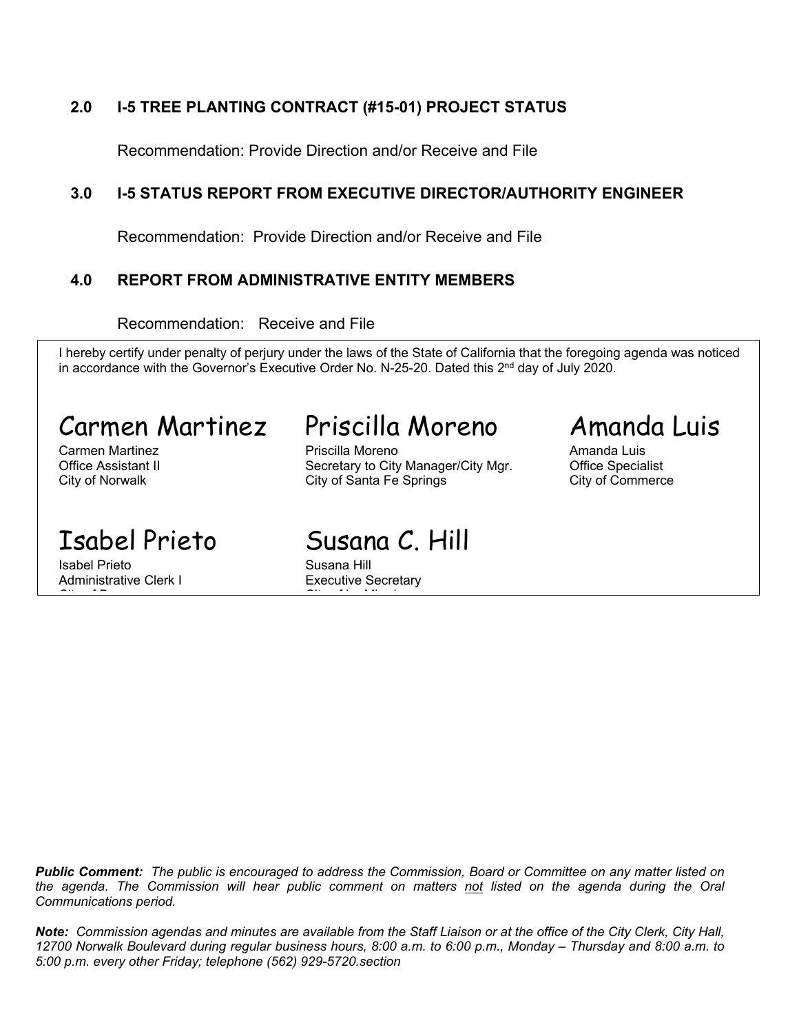## 2.0 I-5 TREE PLANTING CONTRACT (#15-01) PROJECT STATUS

Recommendation: Provide Direction and/or Receive and File

## 3.0 I-5 STATUS REPORT FROM EXECUTIVE DIRECTOR/AUTHORITY ENGINEER

Recommendation: Provide Direction and/or Receive and File

## 4.0 REPORT FROM ADMINISTRATIVE ENTITY MEMBERS

Recommendation: Receive and File

I hereby certify under penalty of perjury under the laws of the State of California that the foregoing agenda was noticed in accordance with the Governor's Executive Order No. N-25-20. Dated this 2nd day of July 2020.

Carmen Martinez
Carmen Martinez
Office Assistant II
City of Norwalk

Priscilla Moreno
Priscilla Moreno
Secretary to City Manager/City Mgr.
City of Santa Fe Springs

Amanda Luis
Amanda Luis
Office Specialist
City of Commerce

Isabel Prieto
Isabel Prieto
Administrative Clerk I

Susana C. Hill
Susana Hill
Executive Secretary

***Public Comment:** The public is encouraged to address the Commission, Board or Committee on any matter listed on the agenda. The Commission will hear public comment on matters not listed on the agenda during the Oral Communications period.*

***Note:** Commission agendas and minutes are available from the Staff Liaison or at the office of the City Clerk, City Hall, 12700 Norwalk Boulevard during regular business hours, 8:00 a.m. to 6:00 p.m., Monday – Thursday and 8:00 a.m. to 5:00 p.m. every other Friday; telephone (562) 929-5720.section*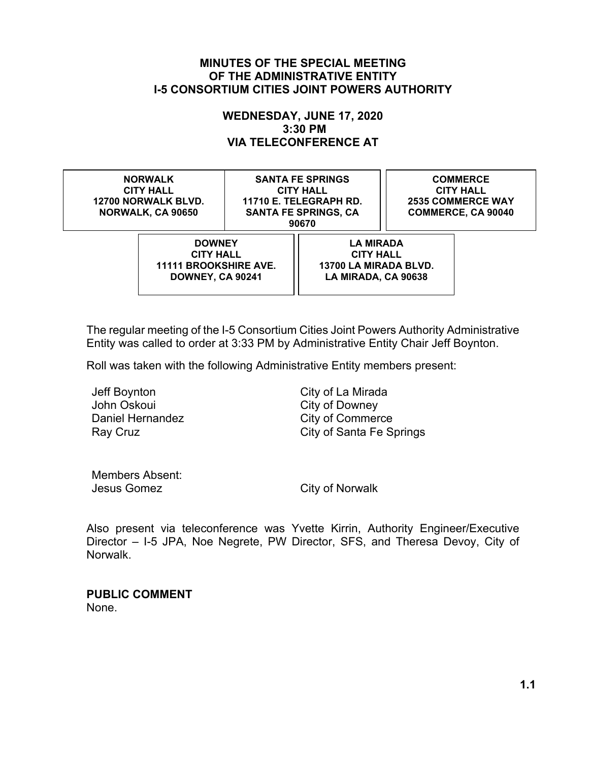**MINUTES OF THE SPECIAL MEETING
OF THE ADMINISTRATIVE ENTITY
I-5 CONSORTIUM CITIES JOINT POWERS AUTHORITY**

**WEDNESDAY, JUNE 17, 2020
3:30 PM
VIA TELECONFERENCE AT**

| **NORWALK CITY HALL 12700 NORWALK BLVD. NORWALK, CA 90650** | **SANTA FE SPRINGS CITY HALL 11710 E. TELEGRAPH RD. SANTA FE SPRINGS, CA 90670** | **COMMERCE CITY HALL 2535 COMMERCE WAY COMMERCE, CA 90040** |
|---|---|---|
| **DOWNEY CITY HALL 11111 BROOKSHIRE AVE. DOWNEY, CA 90241** | **LA MIRADA CITY HALL 13700 LA MIRADA BLVD. LA MIRADA, CA 90638** | |

The regular meeting of the I-5 Consortium Cities Joint Powers Authority Administrative Entity was called to order at 3:33 PM by Administrative Entity Chair Jeff Boynton.

Roll was taken with the following Administrative Entity members present:

| | |
|---|---|
| Jeff Boynton | City of La Mirada |
| John Oskoui | City of Downey |
| Daniel Hernandez | City of Commerce |
| Ray Cruz | City of Santa Fe Springs |

Members Absent:

| | |
|---|---|
| Jesus Gomez | City of Norwalk |

Also present via teleconference was Yvette Kirrin, Authority Engineer/Executive Director – I-5 JPA, Noe Negrete, PW Director, SFS, and Theresa Devoy, City of Norwalk.

**PUBLIC COMMENT**
None.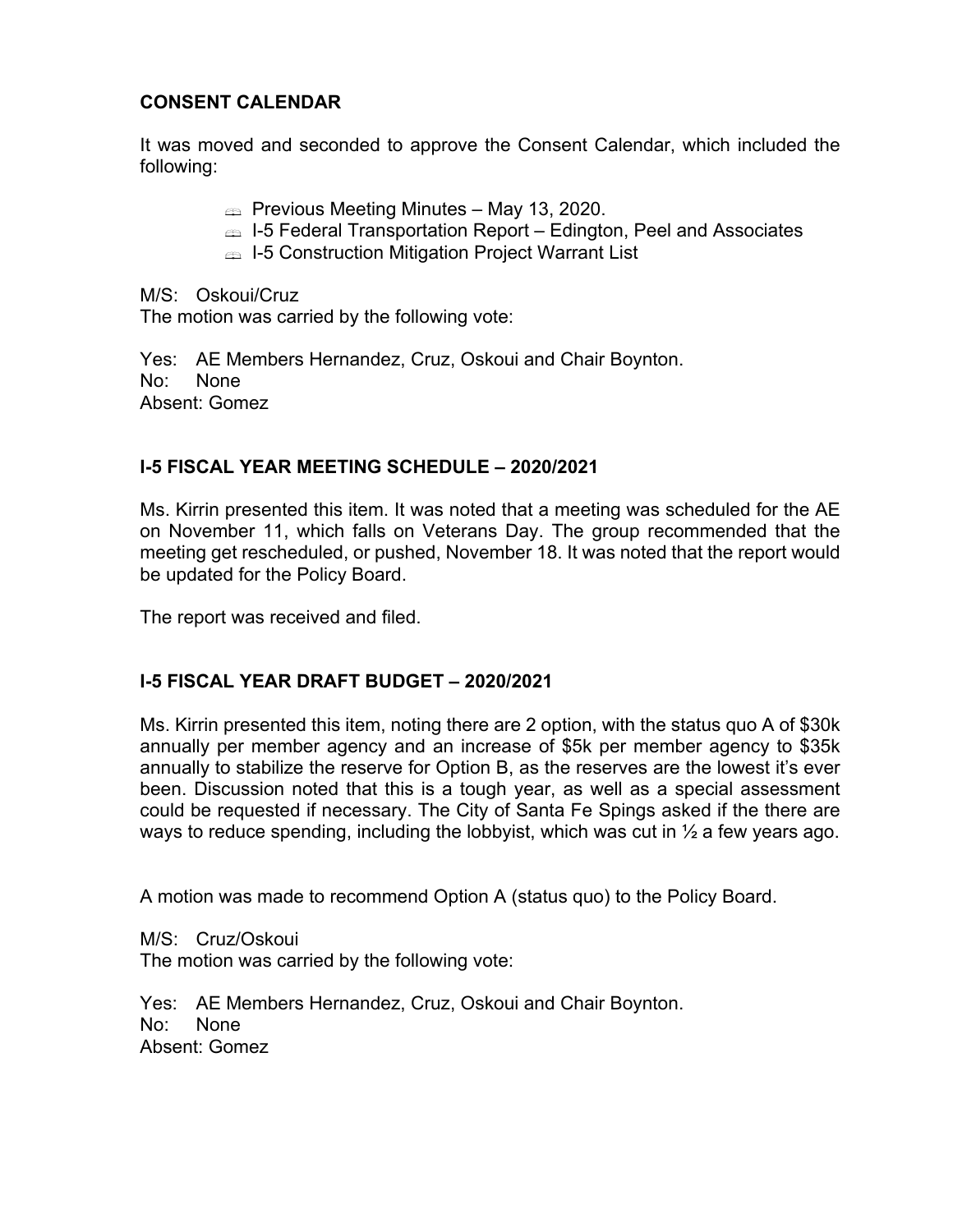## CONSENT CALENDAR

It was moved and seconded to approve the Consent Calendar, which included the following:

- Previous Meeting Minutes – May 13, 2020.
- I-5 Federal Transportation Report – Edington, Peel and Associates
- I-5 Construction Mitigation Project Warrant List

M/S: Oskoui/Cruz
The motion was carried by the following vote:

Yes: AE Members Hernandez, Cruz, Oskoui and Chair Boynton.
No: None
Absent: Gomez

## I-5 FISCAL YEAR MEETING SCHEDULE – 2020/2021

Ms. Kirrin presented this item. It was noted that a meeting was scheduled for the AE on November 11, which falls on Veterans Day. The group recommended that the meeting get rescheduled, or pushed, November 18. It was noted that the report would be updated for the Policy Board.

The report was received and filed.

## I-5 FISCAL YEAR DRAFT BUDGET – 2020/2021

Ms. Kirrin presented this item, noting there are 2 option, with the status quo A of $30k annually per member agency and an increase of $5k per member agency to $35k annually to stabilize the reserve for Option B, as the reserves are the lowest it's ever been. Discussion noted that this is a tough year, as well as a special assessment could be requested if necessary. The City of Santa Fe Spings asked if the there are ways to reduce spending, including the lobbyist, which was cut in ½ a few years ago.

A motion was made to recommend Option A (status quo) to the Policy Board.

M/S: Cruz/Oskoui
The motion was carried by the following vote:

Yes: AE Members Hernandez, Cruz, Oskoui and Chair Boynton.
No: None
Absent: Gomez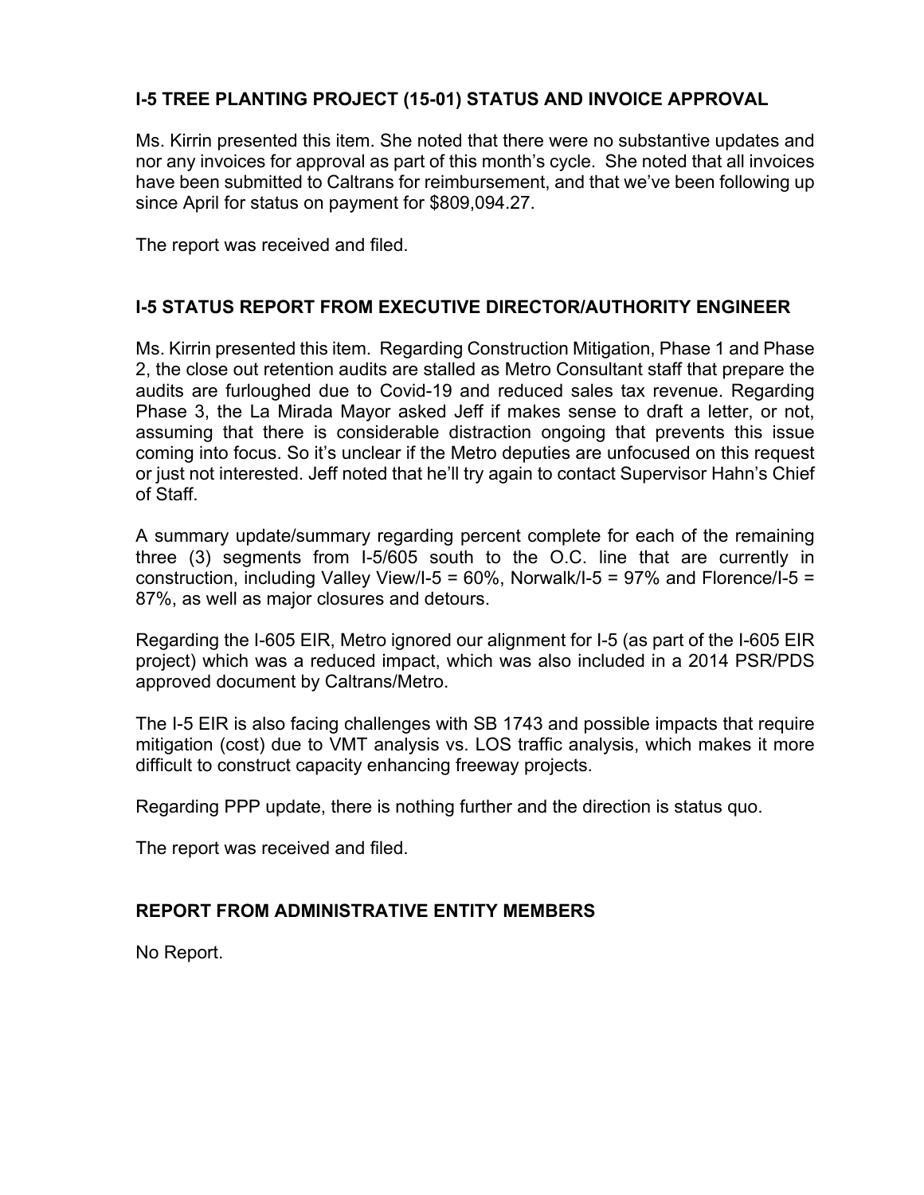## I-5 TREE PLANTING PROJECT (15-01) STATUS AND INVOICE APPROVAL

Ms. Kirrin presented this item. She noted that there were no substantive updates and nor any invoices for approval as part of this month's cycle. She noted that all invoices have been submitted to Caltrans for reimbursement, and that we've been following up since April for status on payment for $809,094.27.

The report was received and filed.

## I-5 STATUS REPORT FROM EXECUTIVE DIRECTOR/AUTHORITY ENGINEER

Ms. Kirrin presented this item. Regarding Construction Mitigation, Phase 1 and Phase 2, the close out retention audits are stalled as Metro Consultant staff that prepare the audits are furloughed due to Covid-19 and reduced sales tax revenue. Regarding Phase 3, the La Mirada Mayor asked Jeff if makes sense to draft a letter, or not, assuming that there is considerable distraction ongoing that prevents this issue coming into focus. So it's unclear if the Metro deputies are unfocused on this request or just not interested. Jeff noted that he'll try again to contact Supervisor Hahn's Chief of Staff.

A summary update/summary regarding percent complete for each of the remaining three (3) segments from I-5/605 south to the O.C. line that are currently in construction, including Valley View/I-5 = 60%, Norwalk/I-5 = 97% and Florence/I-5 = 87%, as well as major closures and detours.

Regarding the I-605 EIR, Metro ignored our alignment for I-5 (as part of the I-605 EIR project) which was a reduced impact, which was also included in a 2014 PSR/PDS approved document by Caltrans/Metro.

The I-5 EIR is also facing challenges with SB 1743 and possible impacts that require mitigation (cost) due to VMT analysis vs. LOS traffic analysis, which makes it more difficult to construct capacity enhancing freeway projects.

Regarding PPP update, there is nothing further and the direction is status quo.

The report was received and filed.

## REPORT FROM ADMINISTRATIVE ENTITY MEMBERS

No Report.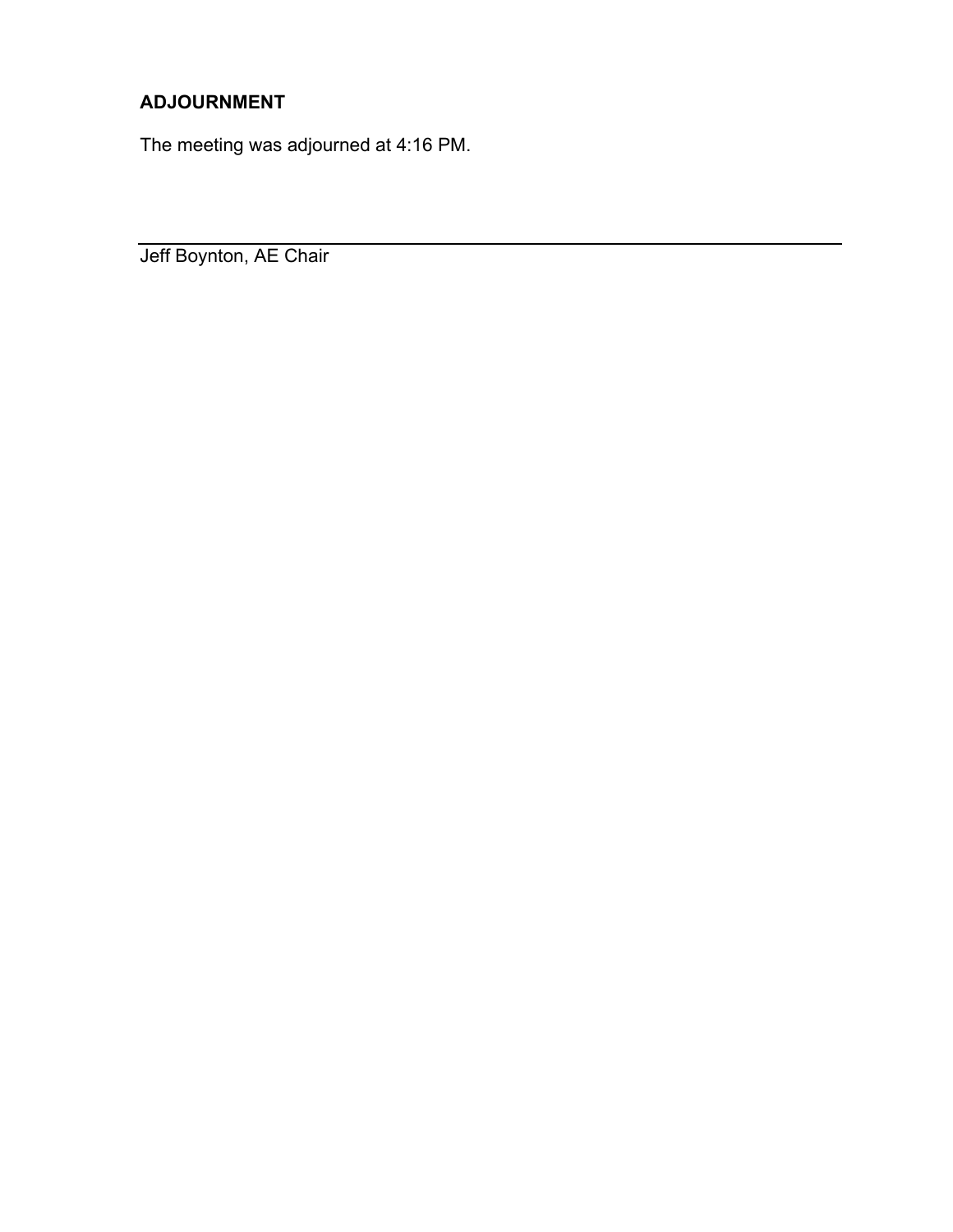**ADJOURNMENT**

The meeting was adjourned at 4:16 PM.

___

Jeff Boynton, AE Chair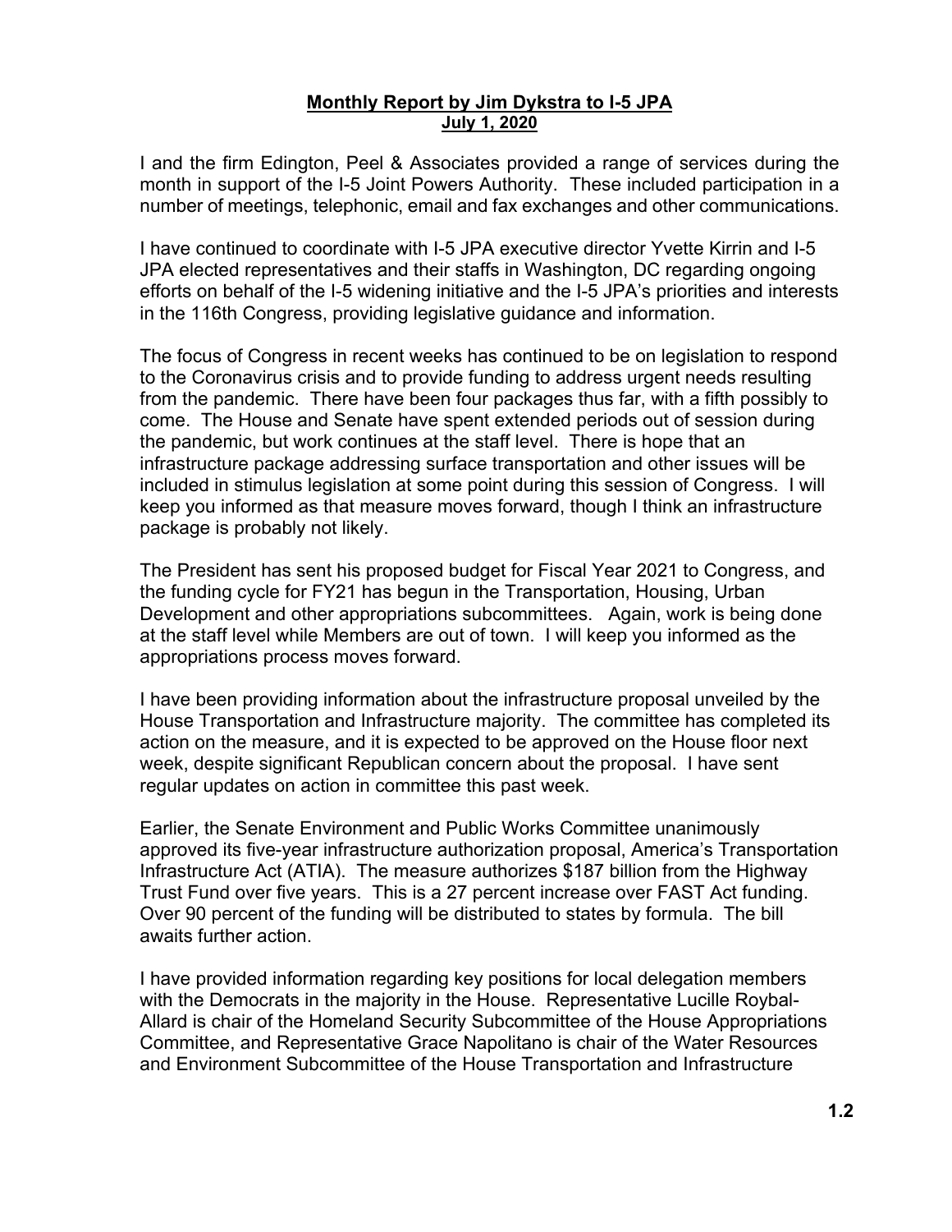**Monthly Report by Jim Dykstra to I-5 JPA**
**July 1, 2020**

I and the firm Edington, Peel & Associates provided a range of services during the month in support of the I-5 Joint Powers Authority. These included participation in a number of meetings, telephonic, email and fax exchanges and other communications.

I have continued to coordinate with I-5 JPA executive director Yvette Kirrin and I-5 JPA elected representatives and their staffs in Washington, DC regarding ongoing efforts on behalf of the I-5 widening initiative and the I-5 JPA's priorities and interests in the 116th Congress, providing legislative guidance and information.

The focus of Congress in recent weeks has continued to be on legislation to respond to the Coronavirus crisis and to provide funding to address urgent needs resulting from the pandemic. There have been four packages thus far, with a fifth possibly to come. The House and Senate have spent extended periods out of session during the pandemic, but work continues at the staff level. There is hope that an infrastructure package addressing surface transportation and other issues will be included in stimulus legislation at some point during this session of Congress. I will keep you informed as that measure moves forward, though I think an infrastructure package is probably not likely.

The President has sent his proposed budget for Fiscal Year 2021 to Congress, and the funding cycle for FY21 has begun in the Transportation, Housing, Urban Development and other appropriations subcommittees. Again, work is being done at the staff level while Members are out of town. I will keep you informed as the appropriations process moves forward.

I have been providing information about the infrastructure proposal unveiled by the House Transportation and Infrastructure majority. The committee has completed its action on the measure, and it is expected to be approved on the House floor next week, despite significant Republican concern about the proposal. I have sent regular updates on action in committee this past week.

Earlier, the Senate Environment and Public Works Committee unanimously approved its five-year infrastructure authorization proposal, America's Transportation Infrastructure Act (ATIA). The measure authorizes $187 billion from the Highway Trust Fund over five years. This is a 27 percent increase over FAST Act funding. Over 90 percent of the funding will be distributed to states by formula. The bill awaits further action.

I have provided information regarding key positions for local delegation members with the Democrats in the majority in the House. Representative Lucille Roybal-Allard is chair of the Homeland Security Subcommittee of the House Appropriations Committee, and Representative Grace Napolitano is chair of the Water Resources and Environment Subcommittee of the House Transportation and Infrastructure

**1.2**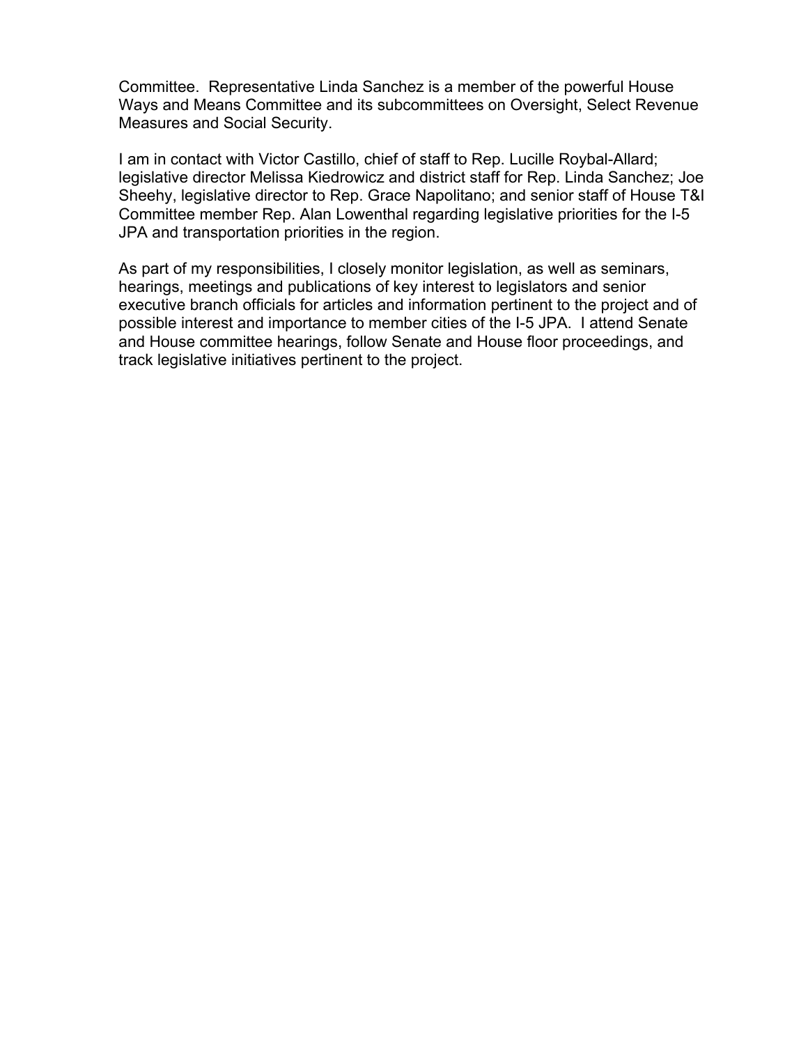Committee. Representative Linda Sanchez is a member of the powerful House Ways and Means Committee and its subcommittees on Oversight, Select Revenue Measures and Social Security.

I am in contact with Victor Castillo, chief of staff to Rep. Lucille Roybal-Allard; legislative director Melissa Kiedrowicz and district staff for Rep. Linda Sanchez; Joe Sheehy, legislative director to Rep. Grace Napolitano; and senior staff of House T&I Committee member Rep. Alan Lowenthal regarding legislative priorities for the I-5 JPA and transportation priorities in the region.

As part of my responsibilities, I closely monitor legislation, as well as seminars, hearings, meetings and publications of key interest to legislators and senior executive branch officials for articles and information pertinent to the project and of possible interest and importance to member cities of the I-5 JPA. I attend Senate and House committee hearings, follow Senate and House floor proceedings, and track legislative initiatives pertinent to the project.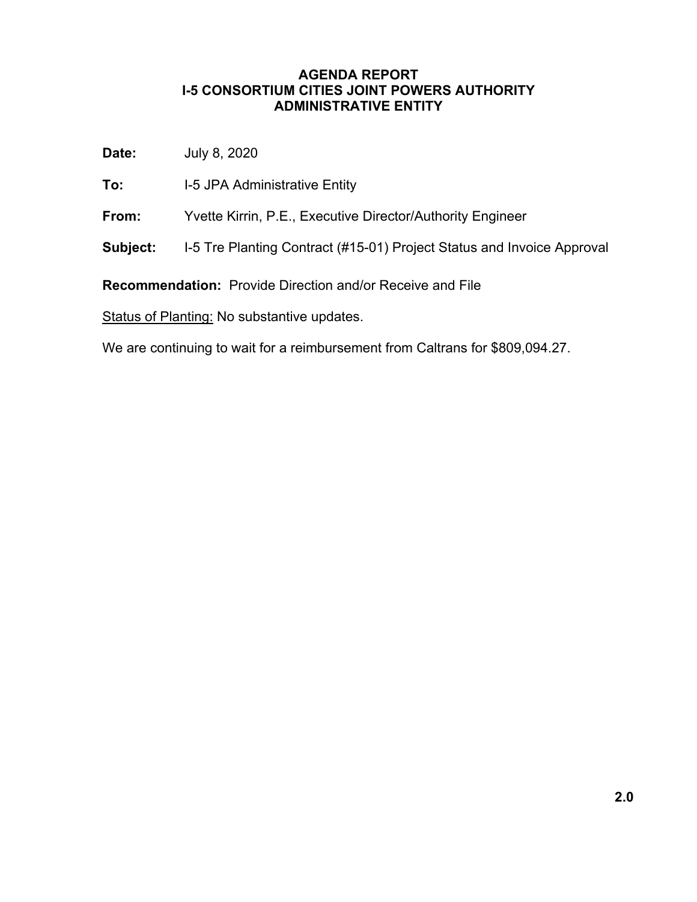# AGENDA REPORT
## I-5 CONSORTIUM CITIES JOINT POWERS AUTHORITY
## ADMINISTRATIVE ENTITY

**Date:** July 8, 2020

**To:** I-5 JPA Administrative Entity

**From:** Yvette Kirrin, P.E., Executive Director/Authority Engineer

**Subject:** I-5 Tre Planting Contract (#15-01) Project Status and Invoice Approval

**Recommendation:** Provide Direction and/or Receive and File

<u>Status of Planting:</u> No substantive updates.

We are continuing to wait for a reimbursement from Caltrans for $809,094.27.

**2.0**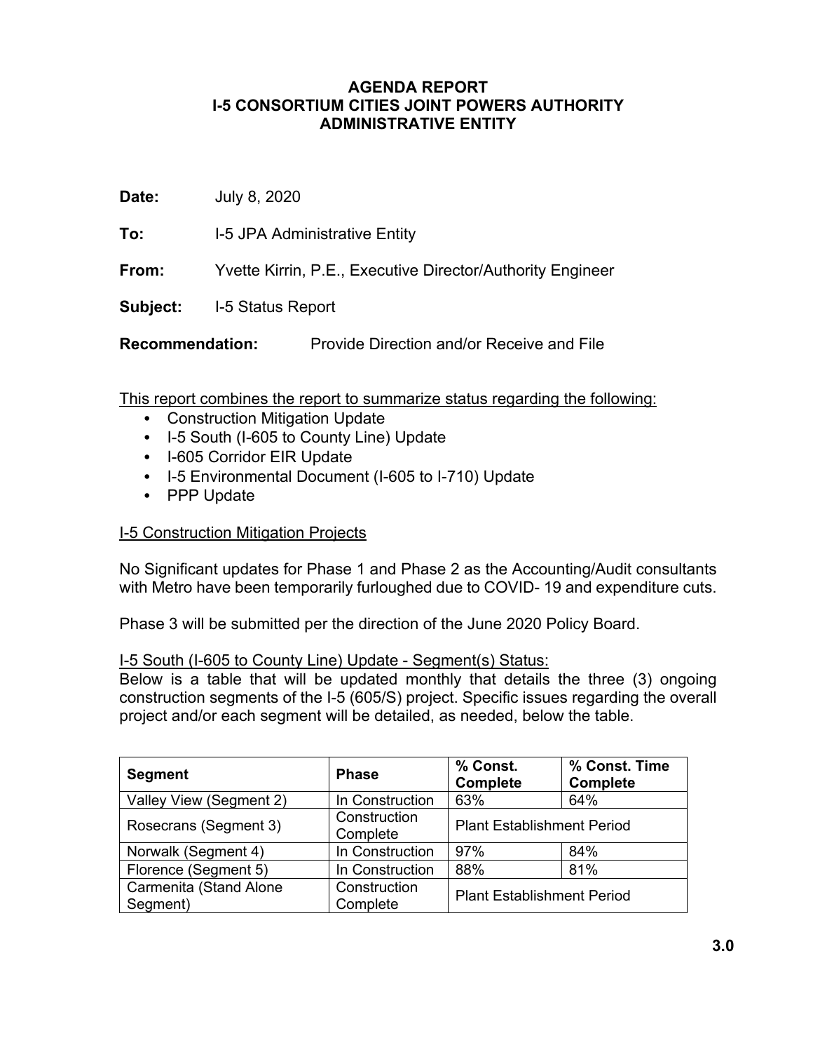**AGENDA REPORT**
**I-5 CONSORTIUM CITIES JOINT POWERS AUTHORITY**
**ADMINISTRATIVE ENTITY**

**Date:** July 8, 2020

**To:** I-5 JPA Administrative Entity

**From:** Yvette Kirrin, P.E., Executive Director/Authority Engineer

**Subject:** I-5 Status Report

**Recommendation:** Provide Direction and/or Receive and File

This report combines the report to summarize status regarding the following:

- Construction Mitigation Update
- I-5 South (I-605 to County Line) Update
- I-605 Corridor EIR Update
- I-5 Environmental Document (I-605 to I-710) Update
- PPP Update

I-5 Construction Mitigation Projects

No Significant updates for Phase 1 and Phase 2 as the Accounting/Audit consultants with Metro have been temporarily furloughed due to COVID- 19 and expenditure cuts.

Phase 3 will be submitted per the direction of the June 2020 Policy Board.

I-5 South (I-605 to County Line) Update - Segment(s) Status:

Below is a table that will be updated monthly that details the three (3) ongoing construction segments of the I-5 (605/S) project. Specific issues regarding the overall project and/or each segment will be detailed, as needed, below the table.

| Segment | Phase | % Const. Complete | % Const. Time Complete |
|---|---|---|---|
| Valley View (Segment 2) | In Construction | 63% | 64% |
| Rosecrans (Segment 3) | Construction Complete | Plant Establishment Period | |
| Norwalk (Segment 4) | In Construction | 97% | 84% |
| Florence (Segment 5) | In Construction | 88% | 81% |
| Carmenita (Stand Alone Segment) | Construction Complete | Plant Establishment Period | |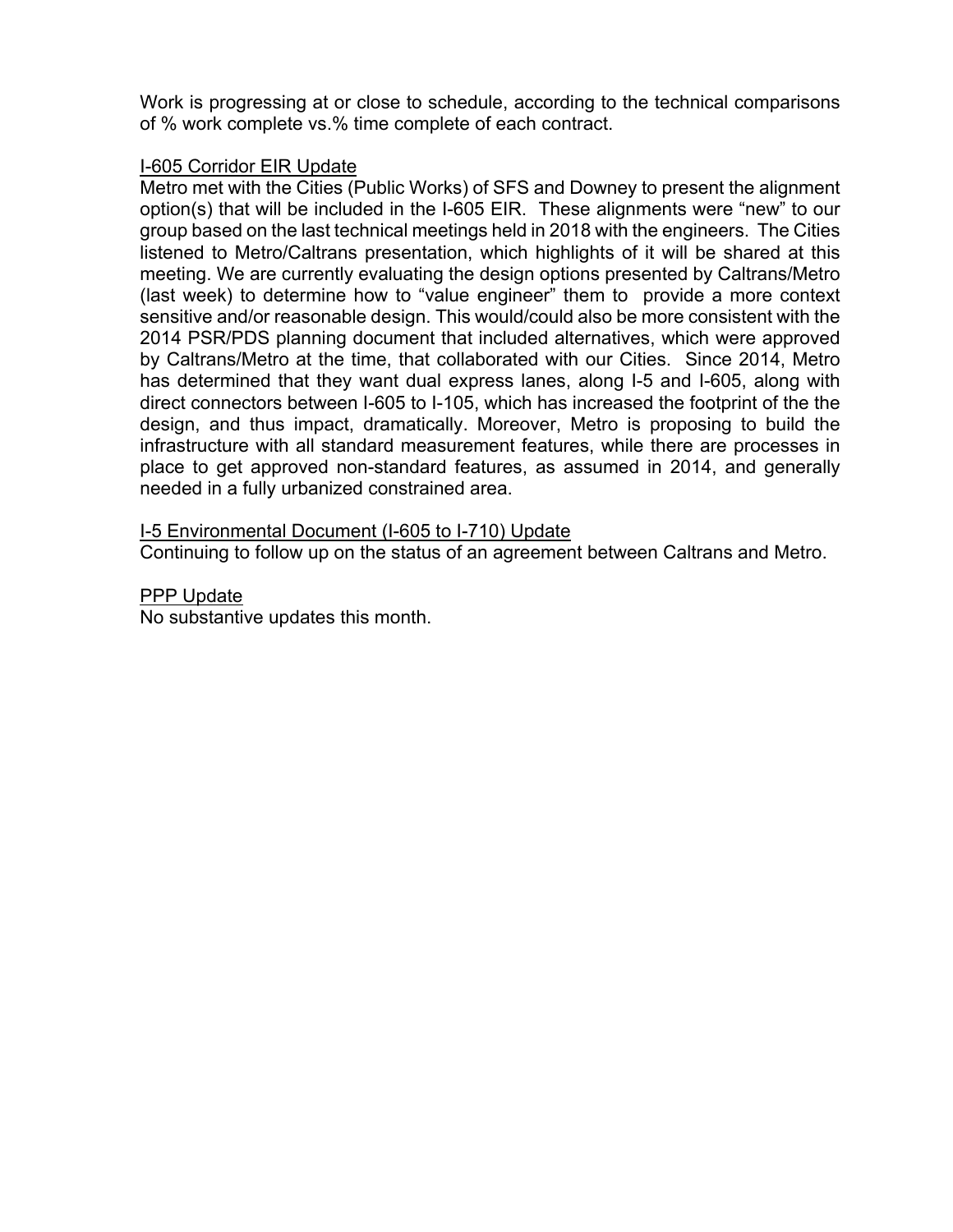Work is progressing at or close to schedule, according to the technical comparisons of % work complete vs.% time complete of each contract.

<u>I-605 Corridor EIR Update</u>

Metro met with the Cities (Public Works) of SFS and Downey to present the alignment option(s) that will be included in the I-605 EIR. These alignments were "new" to our group based on the last technical meetings held in 2018 with the engineers. The Cities listened to Metro/Caltrans presentation, which highlights of it will be shared at this meeting. We are currently evaluating the design options presented by Caltrans/Metro (last week) to determine how to "value engineer" them to provide a more context sensitive and/or reasonable design. This would/could also be more consistent with the 2014 PSR/PDS planning document that included alternatives, which were approved by Caltrans/Metro at the time, that collaborated with our Cities. Since 2014, Metro has determined that they want dual express lanes, along I-5 and I-605, along with direct connectors between I-605 to I-105, which has increased the footprint of the the design, and thus impact, dramatically. Moreover, Metro is proposing to build the infrastructure with all standard measurement features, while there are processes in place to get approved non-standard features, as assumed in 2014, and generally needed in a fully urbanized constrained area.

<u>I-5 Environmental Document (I-605 to I-710) Update</u>

Continuing to follow up on the status of an agreement between Caltrans and Metro.

<u>PPP Update</u>

No substantive updates this month.